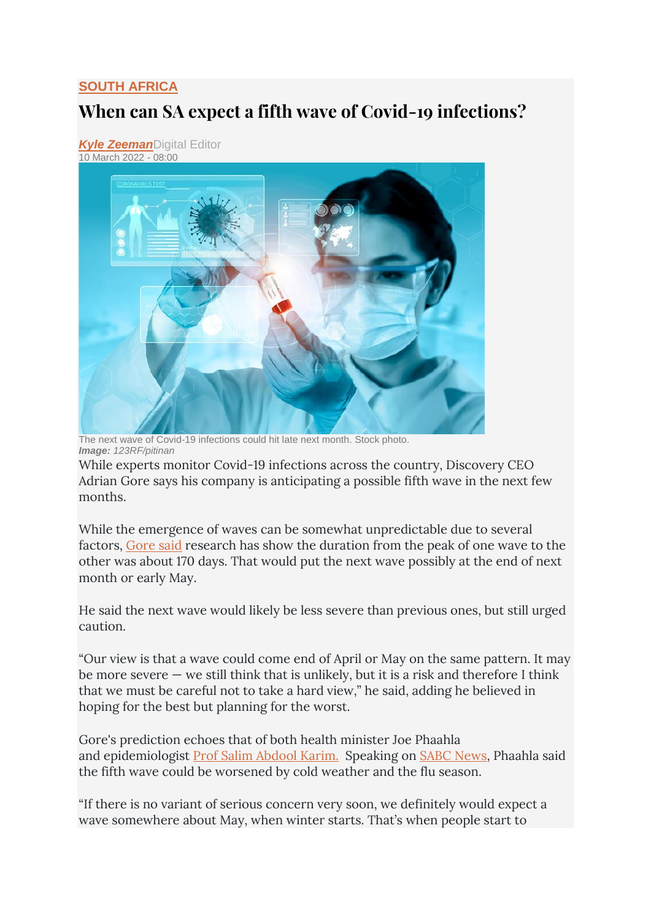**SOUTH AFRICA**

# When can SA expect a fifth wave of Covid-19 infections?

***Kyle Zeeman***Digital Editor
10 March 2022 - 08:00

The next wave of Covid-19 infections could hit late next month. Stock photo.
***Image:*** *123RF/pitinan*

While experts monitor Covid-19 infections across the country, Discovery CEO Adrian Gore says his company is anticipating a possible fifth wave in the next few months.

While the emergence of waves can be somewhat unpredictable due to several factors, Gore said research has show the duration from the peak of one wave to the other was about 170 days. That would put the next wave possibly at the end of next month or early May.

He said the next wave would likely be less severe than previous ones, but still urged caution.

“Our view is that a wave could come end of April or May on the same pattern. It may be more severe — we still think that is unlikely, but it is a risk and therefore I think that we must be careful not to take a hard view,” he said, adding he believed in hoping for the best but planning for the worst.

Gore's prediction echoes that of both health minister Joe Phaahla and epidemiologist Prof Salim Abdool Karim. Speaking on SABC News, Phaahla said the fifth wave could be worsened by cold weather and the flu season.

“If there is no variant of serious concern very soon, we definitely would expect a wave somewhere about May, when winter starts. That’s when people start to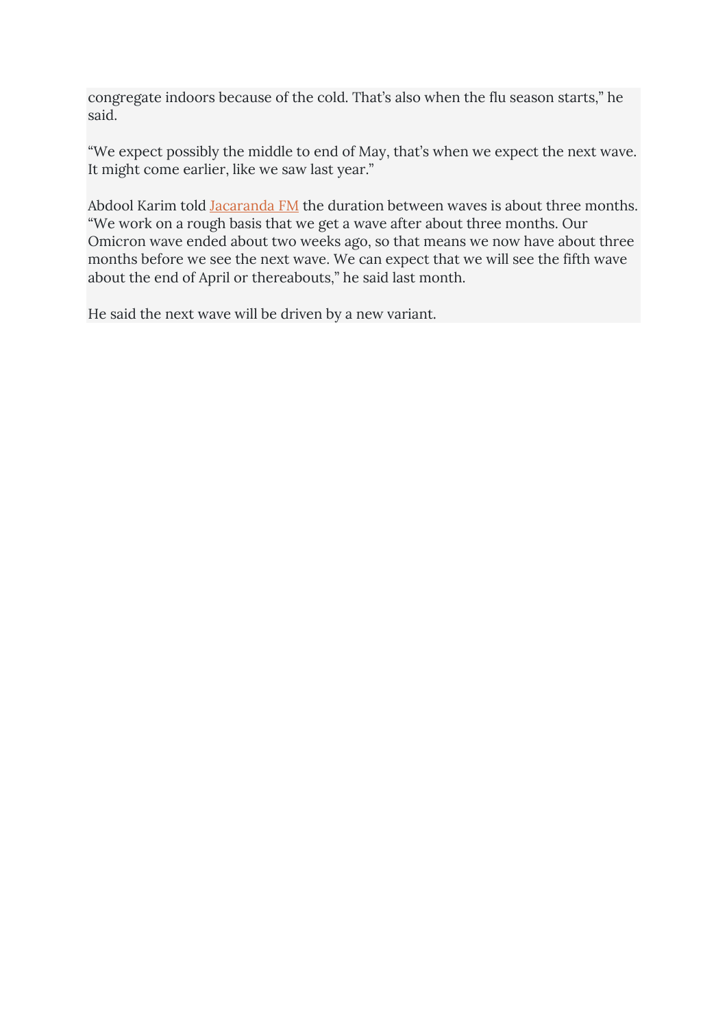congregate indoors because of the cold. That's also when the flu season starts," he said.

"We expect possibly the middle to end of May, that's when we expect the next wave. It might come earlier, like we saw last year."

Abdool Karim told Jacaranda FM the duration between waves is about three months. "We work on a rough basis that we get a wave after about three months. Our Omicron wave ended about two weeks ago, so that means we now have about three months before we see the next wave. We can expect that we will see the fifth wave about the end of April or thereabouts," he said last month.

He said the next wave will be driven by a new variant.